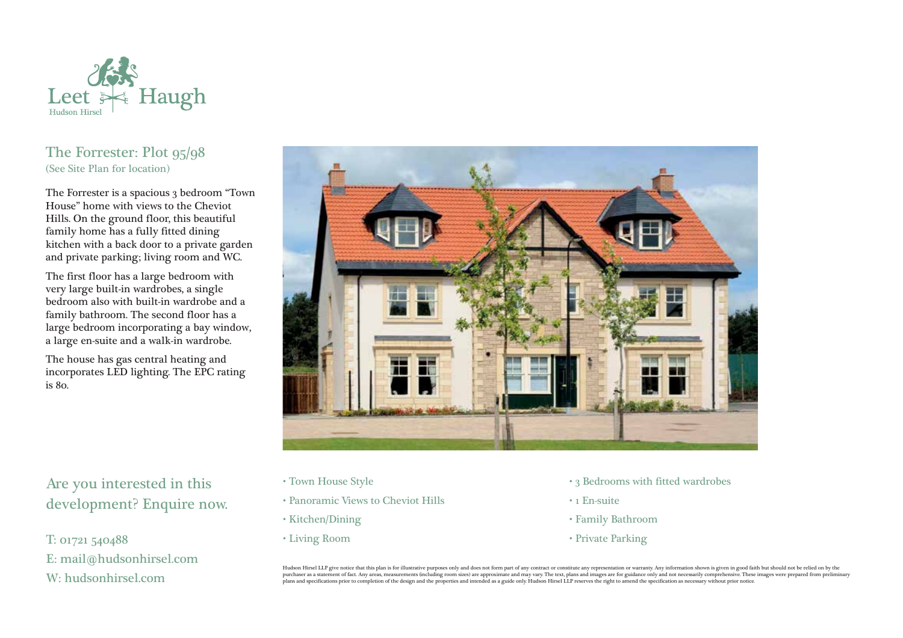Leet Haugh
Hudson Hirsel

## The Forrester: Plot 95/98

(See Site Plan for location)

The Forrester is a spacious 3 bedroom "Town House" home with views to the Cheviot Hills. On the ground floor, this beautiful family home has a fully fitted dining kitchen with a back door to a private garden and private parking; living room and WC.

The first floor has a large bedroom with very large built-in wardrobes, a single bedroom also with built-in wardrobe and a family bathroom. The second floor has a large bedroom incorporating a bay window, a large en-suite and a walk-in wardrobe.

The house has gas central heating and incorporates LED lighting. The EPC rating is 80.

- Town House Style
- Panoramic Views to Cheviot Hills
- Kitchen/Dining
- Living Room
- 3 Bedrooms with fitted wardrobes
- 1 En-suite
- Family Bathroom
- Private Parking

## Are you interested in this development? Enquire now.

T: 01721 540488
E: mail@hudsonhirsel.com
W: hudsonhirsel.com

Hudson Hirsel LLP give notice that this plan is for illustrative purposes only and does not form part of any contract or constitute any representation or warranty. Any information shown is given in good faith but should not be relied on by the purchaser as a statement of fact. Any areas, measurements (including room sizes) are approximate and may vary. The text, plans and images are for guidance only and not necessarily comprehensive. These images were prepared from preliminary plans and specifications prior to completion of the design and the properties and intended as a guide only. Hudson Hirsel LLP reserves the right to amend the specification as necessary without prior notice.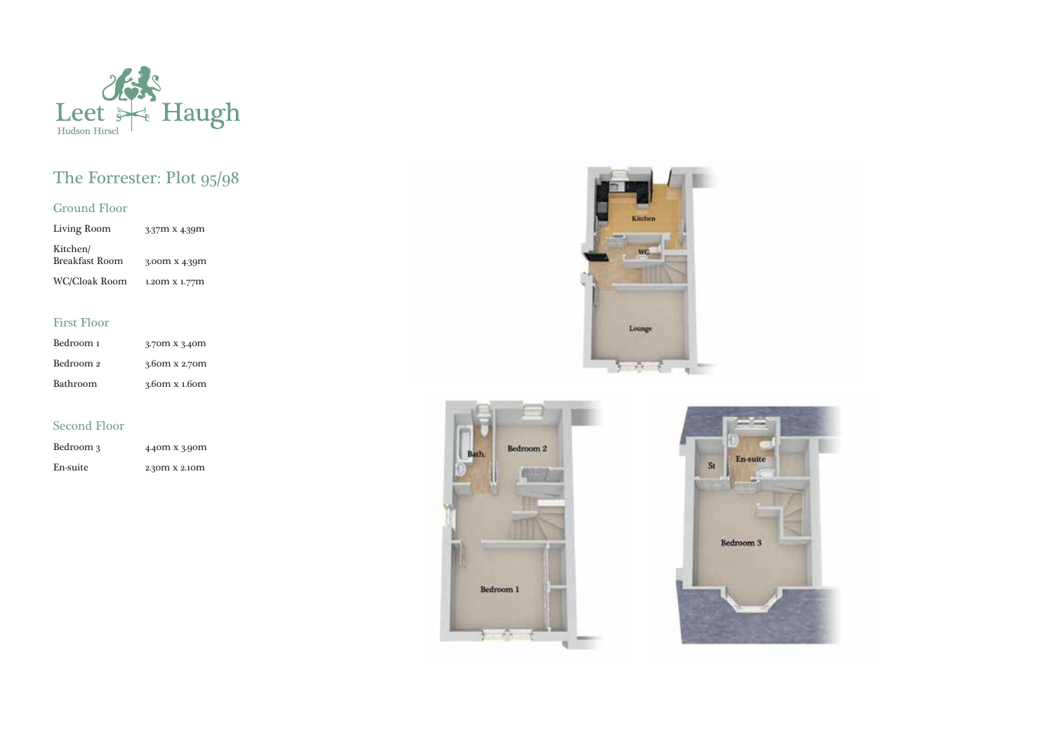Leet Haugh
Hudson Hirsel

# The Forrester: Plot 95/98

## Ground Floor

| | |
|---|---|
| Living Room | 3.37m x 4.39m |
| Kitchen/ Breakfast Room | 3.00m x 4.39m |
| WC/Cloak Room | 1.20m x 1.77m |

## First Floor

| | |
|---|---|
| Bedroom 1 | 3.70m x 3.40m |
| Bedroom 2 | 3.60m x 2.70m |
| Bathroom | 3.60m x 1.60m |

## Second Floor

| | |
|---|---|
| Bedroom 3 | 4.40m x 3.90m |
| En-suite | 2.30m x 2.10m |

Kitchen
WC
Lounge

Bath.
Bedroom 2
Bedroom 1

St
En-suite
Bedroom 3